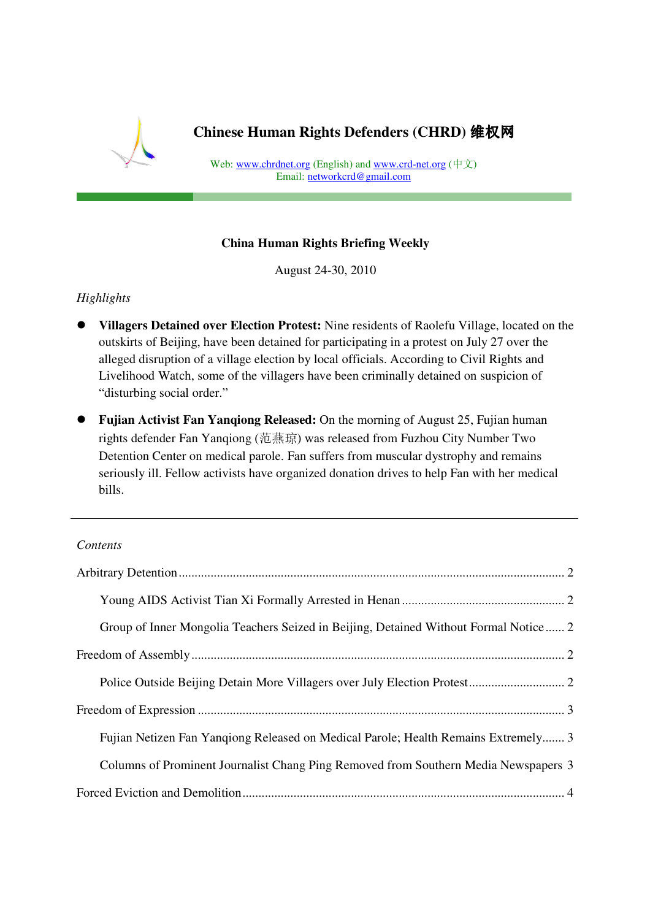# Chinese Human Rights Defenders (CHRD) 维权网

Web: www.chrdnet.org (English) and www.crd-net.org (中文)
Email: networkcrd@gmail.com

## China Human Rights Briefing Weekly

August 24-30, 2010

*Highlights*

- **Villagers Detained over Election Protest:** Nine residents of Raolefu Village, located on the outskirts of Beijing, have been detained for participating in a protest on July 27 over the alleged disruption of a village election by local officials. According to Civil Rights and Livelihood Watch, some of the villagers have been criminally detained on suspicion of "disturbing social order."

- **Fujian Activist Fan Yanqiong Released:** On the morning of August 25, Fujian human rights defender Fan Yanqiong (范燕琼) was released from Fuzhou City Number Two Detention Center on medical parole. Fan suffers from muscular dystrophy and remains seriously ill. Fellow activists have organized donation drives to help Fan with her medical bills.

---

*Contents*

Arbitrary Detention ........ 2

- Young AIDS Activist Tian Xi Formally Arrested in Henan ........ 2
- Group of Inner Mongolia Teachers Seized in Beijing, Detained Without Formal Notice ........ 2

Freedom of Assembly ........ 2

- Police Outside Beijing Detain More Villagers over July Election Protest ........ 2

Freedom of Expression ........ 3

- Fujian Netizen Fan Yanqiong Released on Medical Parole; Health Remains Extremely ........ 3
- Columns of Prominent Journalist Chang Ping Removed from Southern Media Newspapers ........ 3

Forced Eviction and Demolition ........ 4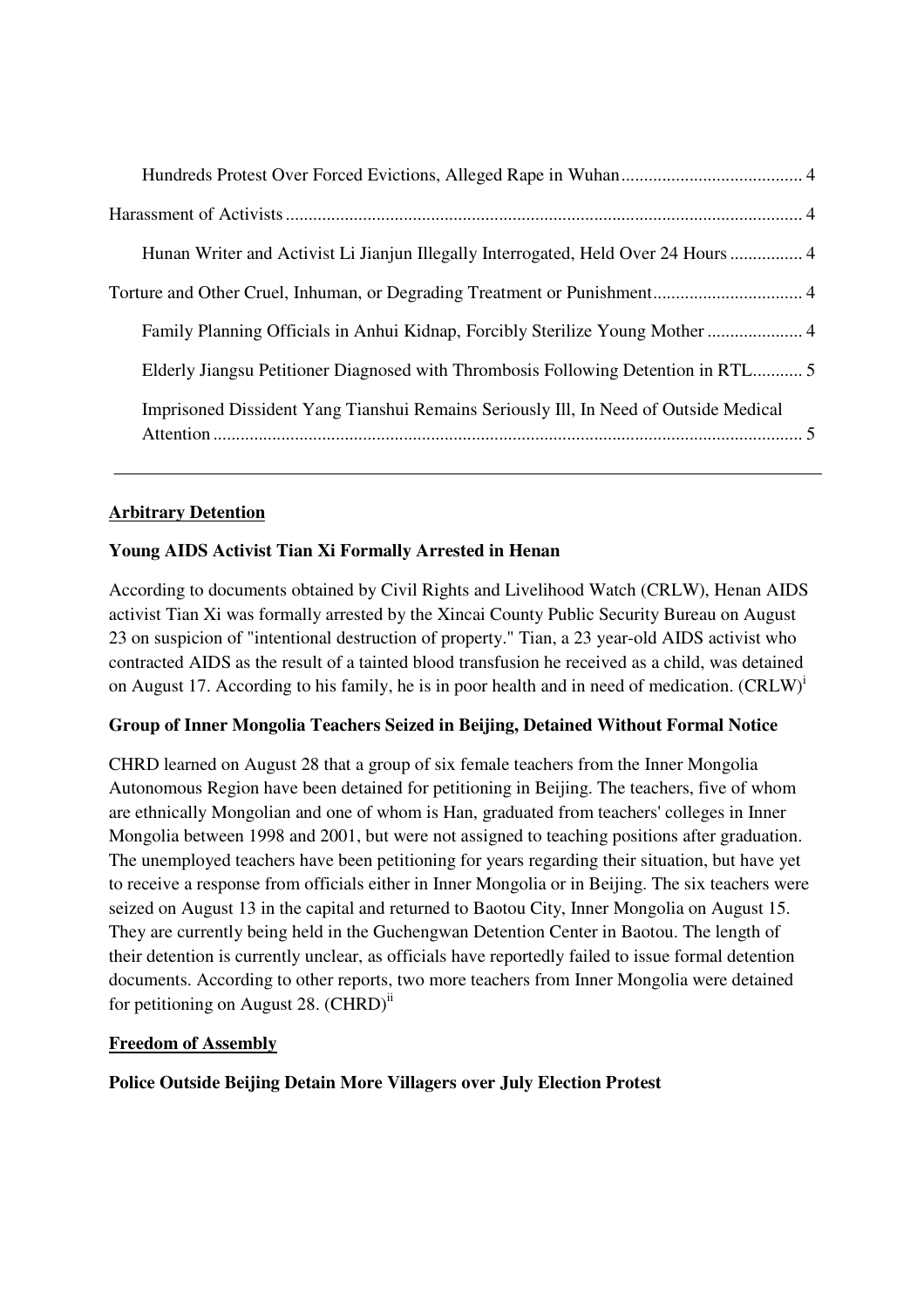Hundreds Protest Over Forced Evictions, Alleged Rape in Wuhan ........................................ 4

Harassment of Activists ................................................................................................................. 4

Hunan Writer and Activist Li Jianjun Illegally Interrogated, Held Over 24 Hours ................ 4

Torture and Other Cruel, Inhuman, or Degrading Treatment or Punishment ................................ 4

Family Planning Officials in Anhui Kidnap, Forcibly Sterilize Young Mother ..................... 4

Elderly Jiangsu Petitioner Diagnosed with Thrombosis Following Detention in RTL ........... 5

Imprisoned Dissident Yang Tianshui Remains Seriously Ill, In Need of Outside Medical Attention ................................................................................................................................. 5

---

## Arbitrary Detention

### Young AIDS Activist Tian Xi Formally Arrested in Henan

According to documents obtained by Civil Rights and Livelihood Watch (CRLW), Henan AIDS activist Tian Xi was formally arrested by the Xincai County Public Security Bureau on August 23 on suspicion of "intentional destruction of property." Tian, a 23 year-old AIDS activist who contracted AIDS as the result of a tainted blood transfusion he received as a child, was detained on August 17. According to his family, he is in poor health and in need of medication. (CRLW)[i]

### Group of Inner Mongolia Teachers Seized in Beijing, Detained Without Formal Notice

CHRD learned on August 28 that a group of six female teachers from the Inner Mongolia Autonomous Region have been detained for petitioning in Beijing. The teachers, five of whom are ethnically Mongolian and one of whom is Han, graduated from teachers' colleges in Inner Mongolia between 1998 and 2001, but were not assigned to teaching positions after graduation. The unemployed teachers have been petitioning for years regarding their situation, but have yet to receive a response from officials either in Inner Mongolia or in Beijing. The six teachers were seized on August 13 in the capital and returned to Baotou City, Inner Mongolia on August 15. They are currently being held in the Guchengwan Detention Center in Baotou. The length of their detention is currently unclear, as officials have reportedly failed to issue formal detention documents. According to other reports, two more teachers from Inner Mongolia were detained for petitioning on August 28. (CHRD)[ii]

## Freedom of Assembly

### Police Outside Beijing Detain More Villagers over July Election Protest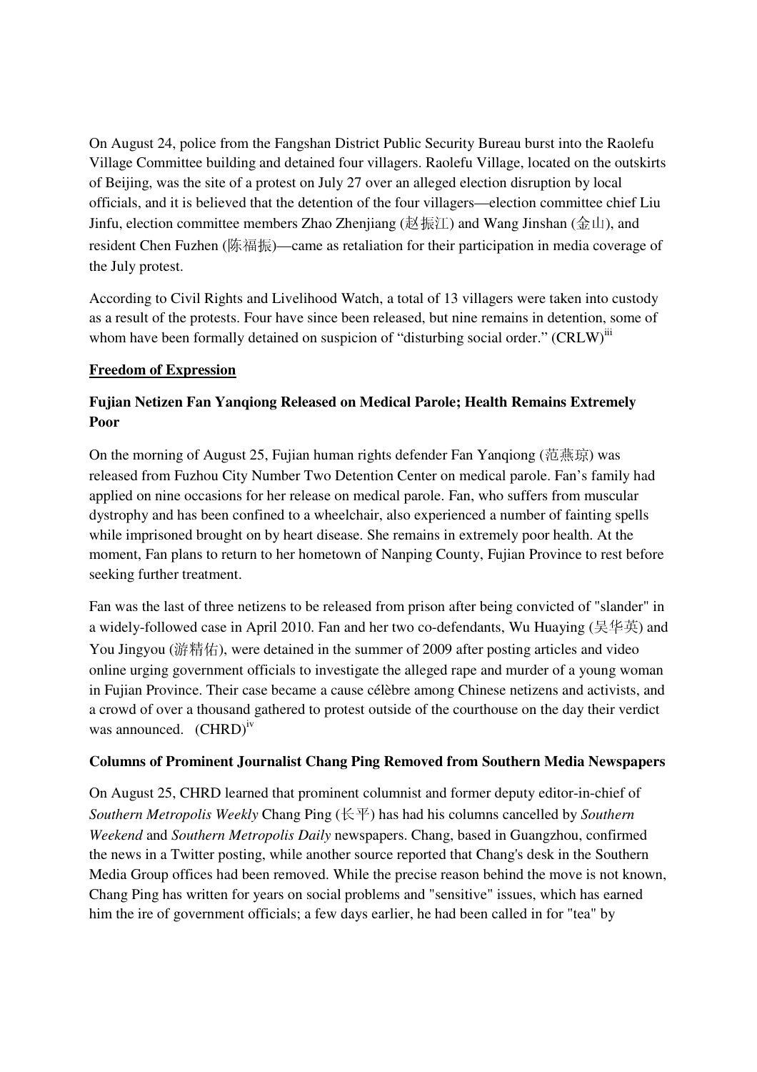On August 24, police from the Fangshan District Public Security Bureau burst into the Raolefu Village Committee building and detained four villagers. Raolefu Village, located on the outskirts of Beijing, was the site of a protest on July 27 over an alleged election disruption by local officials, and it is believed that the detention of the four villagers—election committee chief Liu Jinfu, election committee members Zhao Zhenjiang (赵振江) and Wang Jinshan (金山), and resident Chen Fuzhen (陈福振)—came as retaliation for their participation in media coverage of the July protest.

According to Civil Rights and Livelihood Watch, a total of 13 villagers were taken into custody as a result of the protests. Four have since been released, but nine remains in detention, some of whom have been formally detained on suspicion of "disturbing social order." (CRLW)[iii]

**Freedom of Expression**

**Fujian Netizen Fan Yanqiong Released on Medical Parole; Health Remains Extremely Poor**

On the morning of August 25, Fujian human rights defender Fan Yanqiong (范燕琼) was released from Fuzhou City Number Two Detention Center on medical parole. Fan's family had applied on nine occasions for her release on medical parole. Fan, who suffers from muscular dystrophy and has been confined to a wheelchair, also experienced a number of fainting spells while imprisoned brought on by heart disease. She remains in extremely poor health. At the moment, Fan plans to return to her hometown of Nanping County, Fujian Province to rest before seeking further treatment.

Fan was the last of three netizens to be released from prison after being convicted of "slander" in a widely-followed case in April 2010. Fan and her two co-defendants, Wu Huaying (吴华英) and You Jingyou (游精佑), were detained in the summer of 2009 after posting articles and video online urging government officials to investigate the alleged rape and murder of a young woman in Fujian Province. Their case became a cause célèbre among Chinese netizens and activists, and a crowd of over a thousand gathered to protest outside of the courthouse on the day their verdict was announced. (CHRD)[iv]

**Columns of Prominent Journalist Chang Ping Removed from Southern Media Newspapers**

On August 25, CHRD learned that prominent columnist and former deputy editor-in-chief of *Southern Metropolis Weekly* Chang Ping (长平) has had his columns cancelled by *Southern Weekend* and *Southern Metropolis Daily* newspapers. Chang, based in Guangzhou, confirmed the news in a Twitter posting, while another source reported that Chang's desk in the Southern Media Group offices had been removed. While the precise reason behind the move is not known, Chang Ping has written for years on social problems and "sensitive" issues, which has earned him the ire of government officials; a few days earlier, he had been called in for "tea" by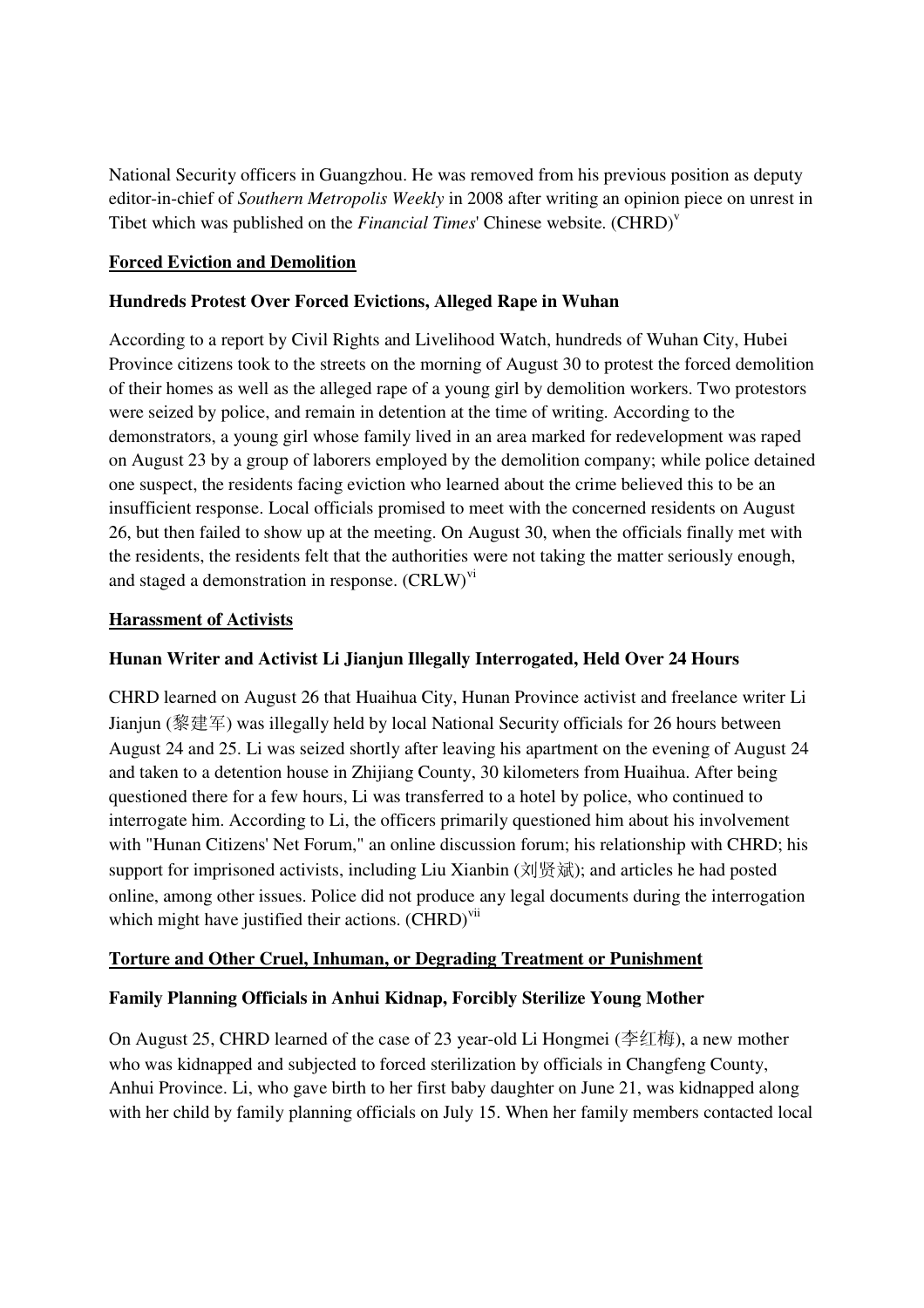National Security officers in Guangzhou. He was removed from his previous position as deputy editor-in-chief of *Southern Metropolis Weekly* in 2008 after writing an opinion piece on unrest in Tibet which was published on the *Financial Times*' Chinese website. (CHRD)[v]

**Forced Eviction and Demolition**

**Hundreds Protest Over Forced Evictions, Alleged Rape in Wuhan**

According to a report by Civil Rights and Livelihood Watch, hundreds of Wuhan City, Hubei Province citizens took to the streets on the morning of August 30 to protest the forced demolition of their homes as well as the alleged rape of a young girl by demolition workers. Two protestors were seized by police, and remain in detention at the time of writing. According to the demonstrators, a young girl whose family lived in an area marked for redevelopment was raped on August 23 by a group of laborers employed by the demolition company; while police detained one suspect, the residents facing eviction who learned about the crime believed this to be an insufficient response. Local officials promised to meet with the concerned residents on August 26, but then failed to show up at the meeting. On August 30, when the officials finally met with the residents, the residents felt that the authorities were not taking the matter seriously enough, and staged a demonstration in response. (CRLW)[vi]

**Harassment of Activists**

**Hunan Writer and Activist Li Jianjun Illegally Interrogated, Held Over 24 Hours**

CHRD learned on August 26 that Huaihua City, Hunan Province activist and freelance writer Li Jianjun (黎建军) was illegally held by local National Security officials for 26 hours between August 24 and 25. Li was seized shortly after leaving his apartment on the evening of August 24 and taken to a detention house in Zhijiang County, 30 kilometers from Huaihua. After being questioned there for a few hours, Li was transferred to a hotel by police, who continued to interrogate him. According to Li, the officers primarily questioned him about his involvement with "Hunan Citizens' Net Forum," an online discussion forum; his relationship with CHRD; his support for imprisoned activists, including Liu Xianbin (刘贤斌); and articles he had posted online, among other issues. Police did not produce any legal documents during the interrogation which might have justified their actions. (CHRD)[vii]

**Torture and Other Cruel, Inhuman, or Degrading Treatment or Punishment**

**Family Planning Officials in Anhui Kidnap, Forcibly Sterilize Young Mother**

On August 25, CHRD learned of the case of 23 year-old Li Hongmei (李红梅), a new mother who was kidnapped and subjected to forced sterilization by officials in Changfeng County, Anhui Province. Li, who gave birth to her first baby daughter on June 21, was kidnapped along with her child by family planning officials on July 15. When her family members contacted local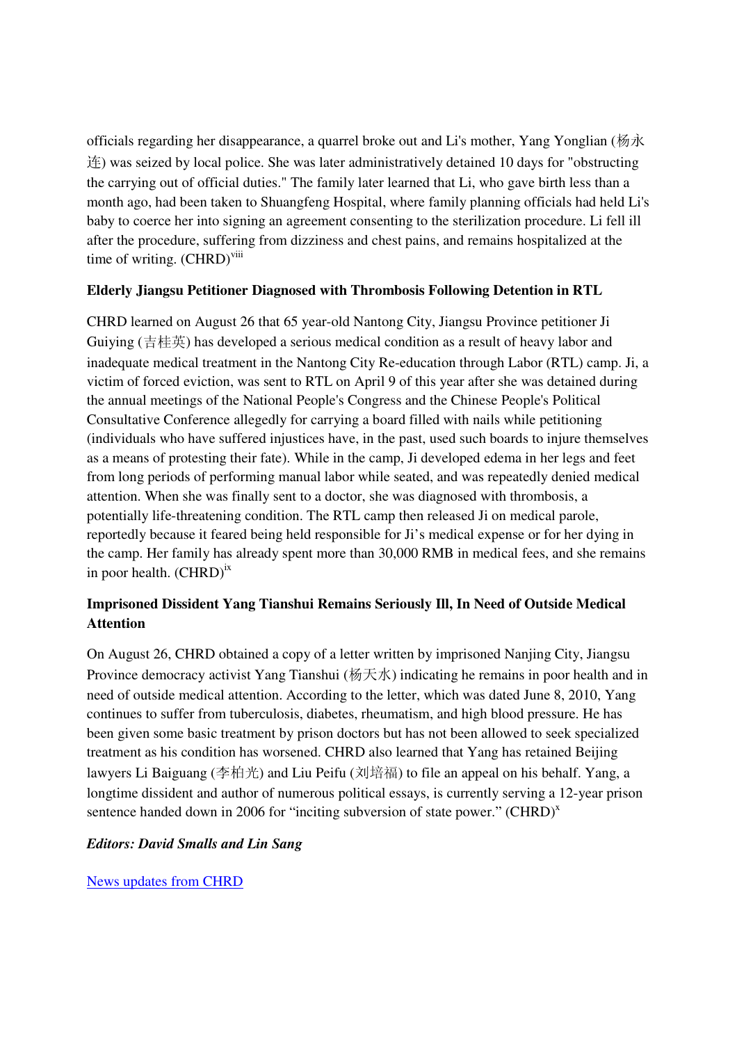officials regarding her disappearance, a quarrel broke out and Li's mother, Yang Yonglian (杨永连) was seized by local police. She was later administratively detained 10 days for "obstructing the carrying out of official duties." The family later learned that Li, who gave birth less than a month ago, had been taken to Shuangfeng Hospital, where family planning officials had held Li's baby to coerce her into signing an agreement consenting to the sterilization procedure. Li fell ill after the procedure, suffering from dizziness and chest pains, and remains hospitalized at the time of writing. (CHRD)[viii]

**Elderly Jiangsu Petitioner Diagnosed with Thrombosis Following Detention in RTL**

CHRD learned on August 26 that 65 year-old Nantong City, Jiangsu Province petitioner Ji Guiying (吉桂英) has developed a serious medical condition as a result of heavy labor and inadequate medical treatment in the Nantong City Re-education through Labor (RTL) camp. Ji, a victim of forced eviction, was sent to RTL on April 9 of this year after she was detained during the annual meetings of the National People's Congress and the Chinese People's Political Consultative Conference allegedly for carrying a board filled with nails while petitioning (individuals who have suffered injustices have, in the past, used such boards to injure themselves as a means of protesting their fate). While in the camp, Ji developed edema in her legs and feet from long periods of performing manual labor while seated, and was repeatedly denied medical attention. When she was finally sent to a doctor, she was diagnosed with thrombosis, a potentially life-threatening condition. The RTL camp then released Ji on medical parole, reportedly because it feared being held responsible for Ji's medical expense or for her dying in the camp. Her family has already spent more than 30,000 RMB in medical fees, and she remains in poor health. (CHRD)[ix]

**Imprisoned Dissident Yang Tianshui Remains Seriously Ill, In Need of Outside Medical Attention**

On August 26, CHRD obtained a copy of a letter written by imprisoned Nanjing City, Jiangsu Province democracy activist Yang Tianshui (杨天水) indicating he remains in poor health and in need of outside medical attention. According to the letter, which was dated June 8, 2010, Yang continues to suffer from tuberculosis, diabetes, rheumatism, and high blood pressure. He has been given some basic treatment by prison doctors but has not been allowed to seek specialized treatment as his condition has worsened. CHRD also learned that Yang has retained Beijing lawyers Li Baiguang (李柏光) and Liu Peifu (刘培福) to file an appeal on his behalf. Yang, a longtime dissident and author of numerous political essays, is currently serving a 12-year prison sentence handed down in 2006 for "inciting subversion of state power." (CHRD)[x]

***Editors: David Smalls and Lin Sang***

News updates from CHRD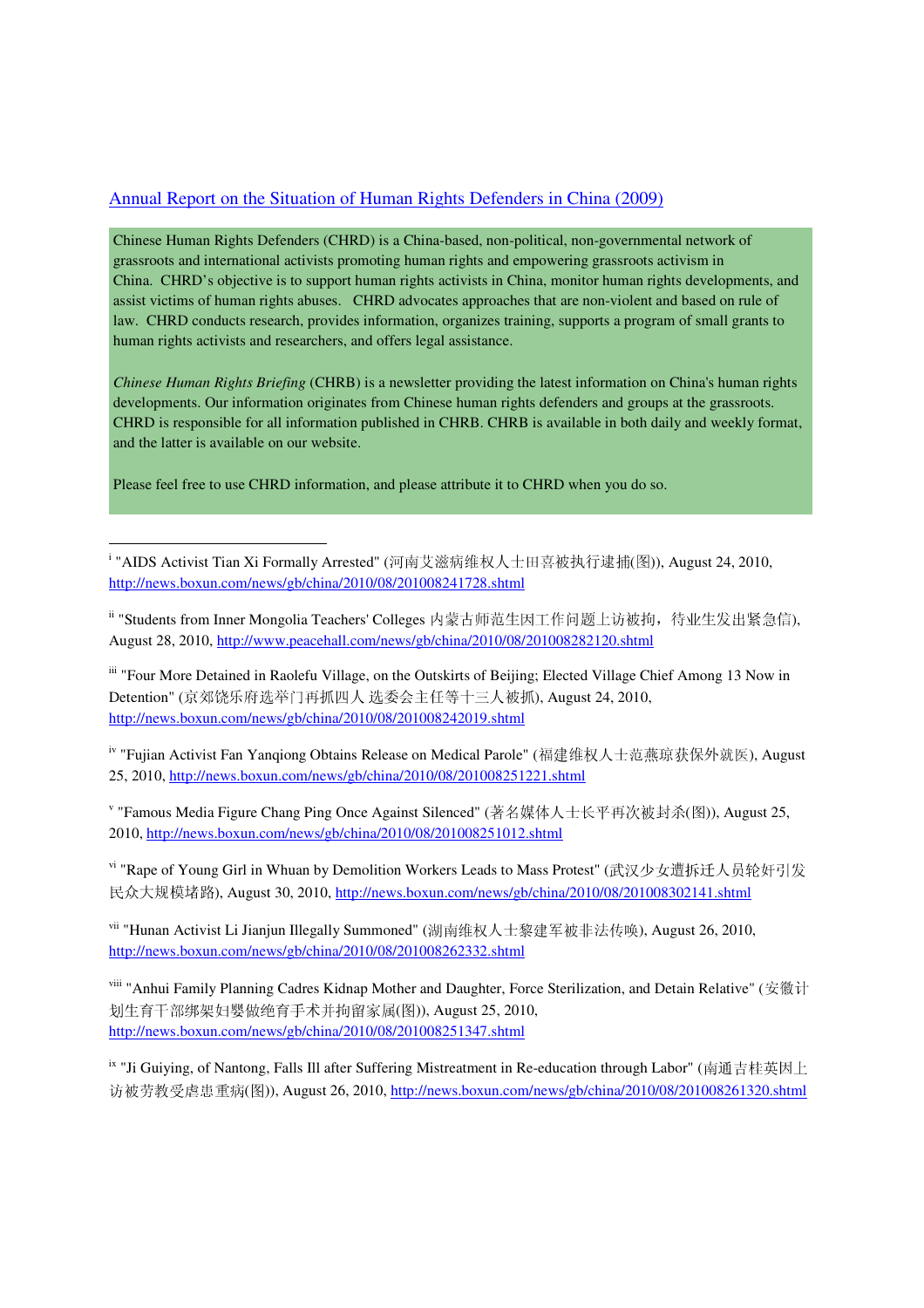[Annual Report on the Situation of Human Rights Defenders in China (2009)](#)

Chinese Human Rights Defenders (CHRD) is a China-based, non-political, non-governmental network of grassroots and international activists promoting human rights and empowering grassroots activism in China. CHRD's objective is to support human rights activists in China, monitor human rights developments, and assist victims of human rights abuses. CHRD advocates approaches that are non-violent and based on rule of law. CHRD conducts research, provides information, organizes training, supports a program of small grants to human rights activists and researchers, and offers legal assistance.

*Chinese Human Rights Briefing* (CHRB) is a newsletter providing the latest information on China's human rights developments. Our information originates from Chinese human rights defenders and groups at the grassroots. CHRD is responsible for all information published in CHRB. CHRB is available in both daily and weekly format, and the latter is available on our website.

Please feel free to use CHRD information, and please attribute it to CHRD when you do so.

---

[i] "AIDS Activist Tian Xi Formally Arrested" (河南艾滋病维权人士田喜被执行逮捕(图)), August 24, 2010, http://news.boxun.com/news/gb/china/2010/08/201008241728.shtml

[ii] "Students from Inner Mongolia Teachers' Colleges 内蒙古师范生因工作问题上访被拘，待业生发出紧急信), August 28, 2010, http://www.peacehall.com/news/gb/china/2010/08/201008282120.shtml

[iii] "Four More Detained in Raolefu Village, on the Outskirts of Beijing; Elected Village Chief Among 13 Now in Detention" (京郊饶乐府选举门再抓四人 选委会主任等十三人被抓), August 24, 2010, http://news.boxun.com/news/gb/china/2010/08/201008242019.shtml

[iv] "Fujian Activist Fan Yanqiong Obtains Release on Medical Parole" (福建维权人士范燕琼获保外就医), August 25, 2010, http://news.boxun.com/news/gb/china/2010/08/201008251221.shtml

[v] "Famous Media Figure Chang Ping Once Against Silenced" (著名媒体人士长平再次被封杀(图)), August 25, 2010, http://news.boxun.com/news/gb/china/2010/08/201008251012.shtml

[vi] "Rape of Young Girl in Whuan by Demolition Workers Leads to Mass Protest" (武汉少女遭拆迁人员轮奸引发民众大规模堵路), August 30, 2010, http://news.boxun.com/news/gb/china/2010/08/201008302141.shtml

[vii] "Hunan Activist Li Jianjun Illegally Summoned" (湖南维权人士黎建军被非法传唤), August 26, 2010, http://news.boxun.com/news/gb/china/2010/08/201008262332.shtml

[viii] "Anhui Family Planning Cadres Kidnap Mother and Daughter, Force Sterilization, and Detain Relative" (安徽计划生育干部绑架妇婴做绝育手术并拘留家属(图)), August 25, 2010, http://news.boxun.com/news/gb/china/2010/08/201008251347.shtml

[ix] "Ji Guiying, of Nantong, Falls Ill after Suffering Mistreatment in Re-education through Labor" (南通吉桂英因上访被劳教受虐患重病(图)), August 26, 2010, http://news.boxun.com/news/gb/china/2010/08/201008261320.shtml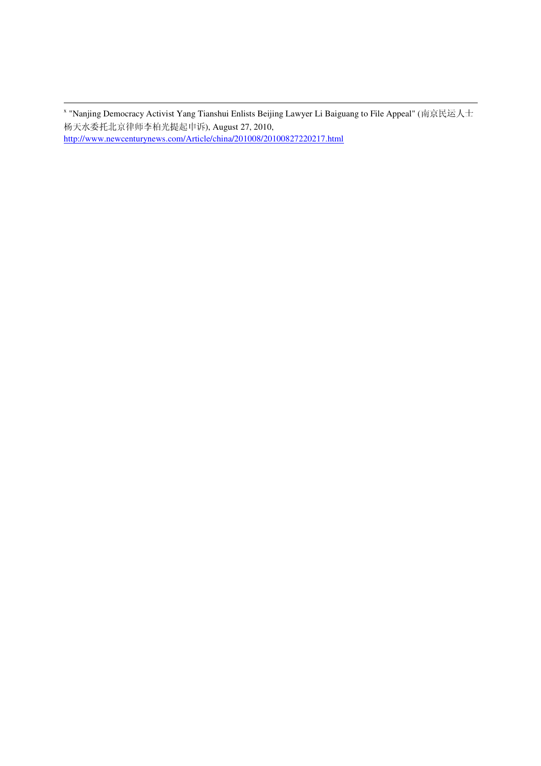[x] "Nanjing Democracy Activist Yang Tianshui Enlists Beijing Lawyer Li Baiguang to File Appeal" (南京民运人士杨天水委托北京律师李柏光提起申诉), August 27, 2010, http://www.newcenturynews.com/Article/china/201008/20100827220217.html